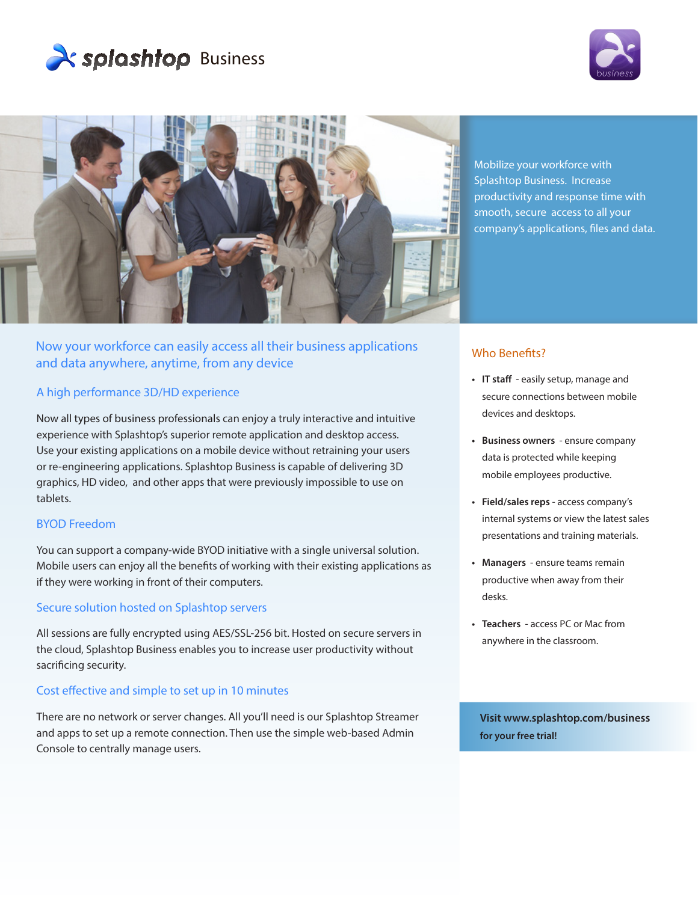# splashtop Business

Mobilize your workforce with Splashtop Business. Increase productivity and response time with smooth, secure access to all your company's applications, files and data.

## Now your workforce can easily access all their business applications and data anywhere, anytime, from any device

### A high performance 3D/HD experience

Now all types of business professionals can enjoy a truly interactive and intuitive experience with Splashtop's superior remote application and desktop access. Use your existing applications on a mobile device without retraining your users or re-engineering applications. Splashtop Business is capable of delivering 3D graphics, HD video, and other apps that were previously impossible to use on tablets.

### BYOD Freedom

You can support a company-wide BYOD initiative with a single universal solution. Mobile users can enjoy all the benefits of working with their existing applications as if they were working in front of their computers.

### Secure solution hosted on Splashtop servers

All sessions are fully encrypted using AES/SSL-256 bit. Hosted on secure servers in the cloud, Splashtop Business enables you to increase user productivity without sacrificing security.

### Cost effective and simple to set up in 10 minutes

There are no network or server changes. All you'll need is our Splashtop Streamer and apps to set up a remote connection. Then use the simple web-based Admin Console to centrally manage users.

## Who Benefits?

- **IT staff** - easily setup, manage and secure connections between mobile devices and desktops.
- **Business owners** - ensure company data is protected while keeping mobile employees productive.
- **Field/sales reps** - access company's internal systems or view the latest sales presentations and training materials.
- **Managers** - ensure teams remain productive when away from their desks.
- **Teachers** - access PC or Mac from anywhere in the classroom.

**Visit www.splashtop.com/business for your free trial!**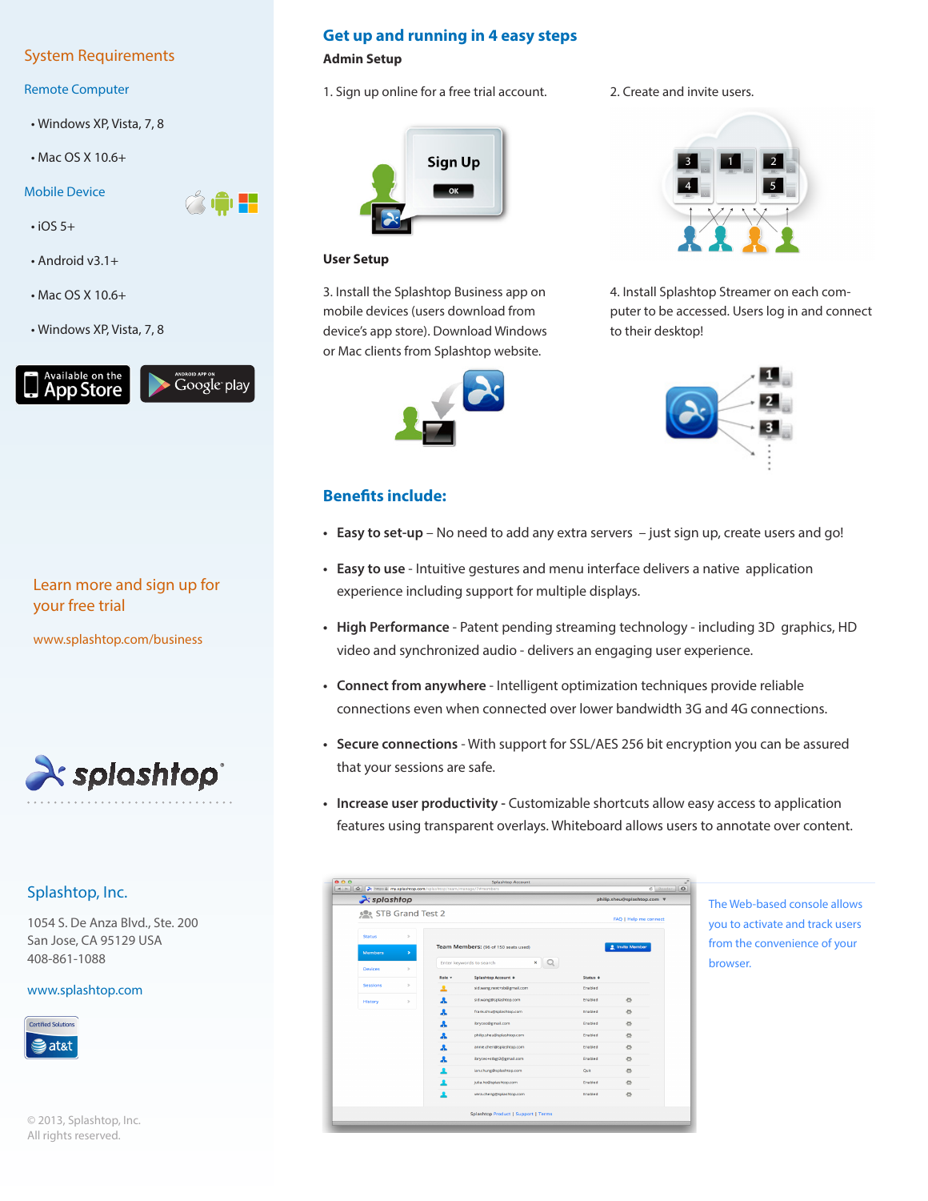## System Requirements

### Remote Computer

- Windows XP, Vista, 7, 8
- Mac OS X 10.6+

### Mobile Device

- iOS 5+
- Android v3.1+
- Mac OS X 10.6+
- Windows XP, Vista, 7, 8

Available on the App Store

ANDROID APP ON Google play

Learn more and sign up for your free trial

www.splashtop.com/business

splashtop

Splashtop, Inc.

1054 S. De Anza Blvd., Ste. 200
San Jose, CA 95129 USA
408-861-1088

www.splashtop.com

Certified Solutions at&t

© 2013, Splashtop, Inc.
All rights reserved.

## Get up and running in 4 easy steps

### Admin Setup

1. Sign up online for a free trial account.

Sign Up
OK

2. Create and invite users.

3 1 2 4 5

### User Setup

3. Install the Splashtop Business app on mobile devices (users download from device's app store). Download Windows or Mac clients from Splashtop website.

4. Install Splashtop Streamer on each computer to be accessed. Users log in and connect to their desktop!

1 2 3

## Benefits include:

- **Easy to set-up** – No need to add any extra servers – just sign up, create users and go!
- **Easy to use** - Intuitive gestures and menu interface delivers a native application experience including support for multiple displays.
- **High Performance** - Patent pending streaming technology - including 3D graphics, HD video and synchronized audio - delivers an engaging user experience.
- **Connect from anywhere** - Intelligent optimization techniques provide reliable connections even when connected over lower bandwidth 3G and 4G connections.
- **Secure connections** - With support for SSL/AES 256 bit encryption you can be assured that your sessions are safe.
- **Increase user productivity** - Customizable shortcuts allow easy access to application features using transparent overlays. Whiteboard allows users to annotate over content.

The Web-based console allows you to activate and track users from the convenience of your browser.